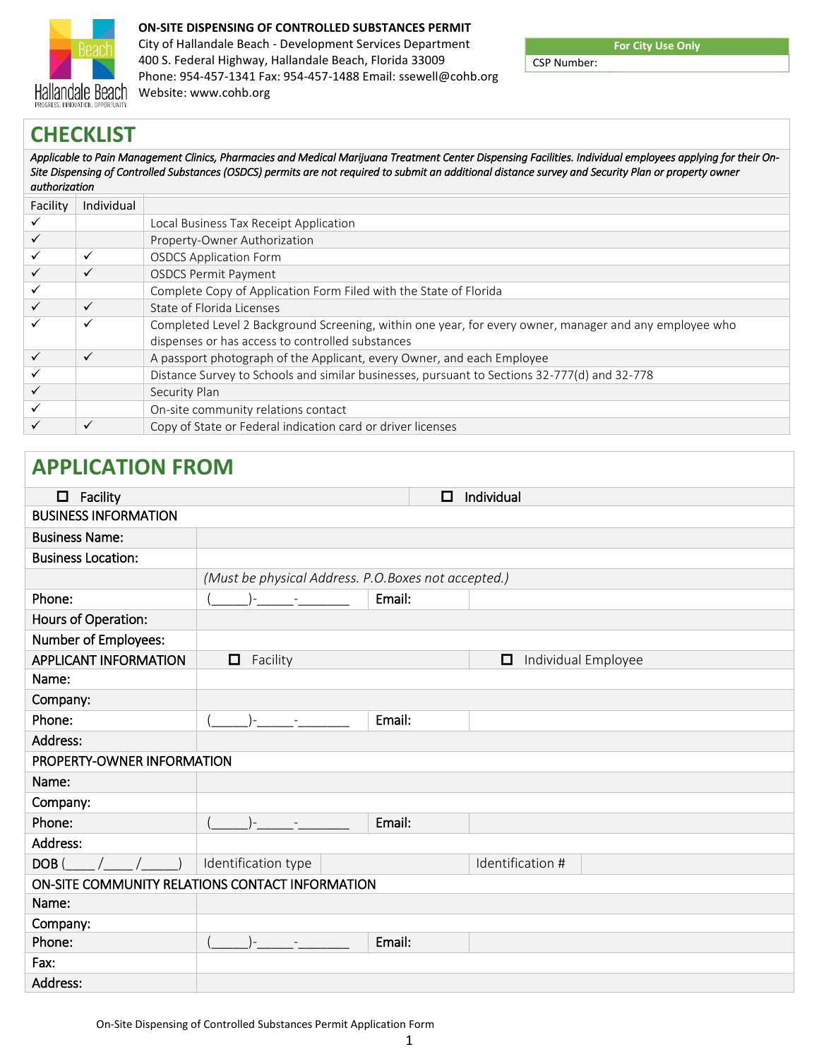**ON-SITE DISPENSING OF CONTROLLED SUBSTANCES PERMIT**
City of Hallandale Beach - Development Services Department
400 S. Federal Highway, Hallandale Beach, Florida 33009
Phone: 954-457-1341 Fax: 954-457-1488 Email: ssewell@cohb.org
Website: www.cohb.org

| For City Use Only |
| --- |
| CSP Number: |

## CHECKLIST

*Applicable to Pain Management Clinics, Pharmacies and Medical Marijuana Treatment Center Dispensing Facilities. Individual employees applying for their On-Site Dispensing of Controlled Substances (OSDCS) permits are not required to submit an additional distance survey and Security Plan or property owner authorization*

| Facility | Individual | |
| --- | --- | --- |
| ✓ | | Local Business Tax Receipt Application |
| ✓ | | Property-Owner Authorization |
| ✓ | ✓ | OSDCS Application Form |
| ✓ | ✓ | OSDCS Permit Payment |
| ✓ | | Complete Copy of Application Form Filed with the State of Florida |
| ✓ | ✓ | State of Florida Licenses |
| ✓ | ✓ | Completed Level 2 Background Screening, within one year, for every owner, manager and any employee who dispenses or has access to controlled substances |
| ✓ | ✓ | A passport photograph of the Applicant, every Owner, and each Employee |
| ✓ | | Distance Survey to Schools and similar businesses, pursuant to Sections 32-777(d) and 32-778 |
| ✓ | | Security Plan |
| ✓ | | On-site community relations contact |
| ✓ | ✓ | Copy of State or Federal indication card or driver licenses |

## APPLICATION FROM

| ☐ Facility | | ☐ Individual | |
| --- | --- | --- | --- |
| **BUSINESS INFORMATION** | | | |
| Business Name: | | | |
| Business Location: | | | |
| | *(Must be physical Address. P.O.Boxes not accepted.)* | | |
| Phone: | (\_\_\_\_\_)-\_\_\_\_\_-\_\_\_\_\_\_\_ | Email: | |
| Hours of Operation: | | | |
| Number of Employees: | | | |
| **APPLICANT INFORMATION** | ☐ Facility | ☐ Individual Employee | |
| Name: | | | |
| Company: | | | |
| Phone: | (\_\_\_\_\_)-\_\_\_\_\_-\_\_\_\_\_\_\_ | Email: | |
| Address: | | | |
| **PROPERTY-OWNER INFORMATION** | | | |
| Name: | | | |
| Company: | | | |
| Phone: | (\_\_\_\_\_)-\_\_\_\_\_-\_\_\_\_\_\_\_ | Email: | |
| Address: | | | |
| DOB (\_\_\_\_/\_\_\_\_/\_\_\_\_\_) | Identification type | Identification # | |
| **ON-SITE COMMUNITY RELATIONS CONTACT INFORMATION** | | | |
| Name: | | | |
| Company: | | | |
| Phone: | (\_\_\_\_\_)-\_\_\_\_\_-\_\_\_\_\_\_\_ | Email: | |
| Fax: | | | |
| Address: | | | |

On-Site Dispensing of Controlled Substances Permit Application Form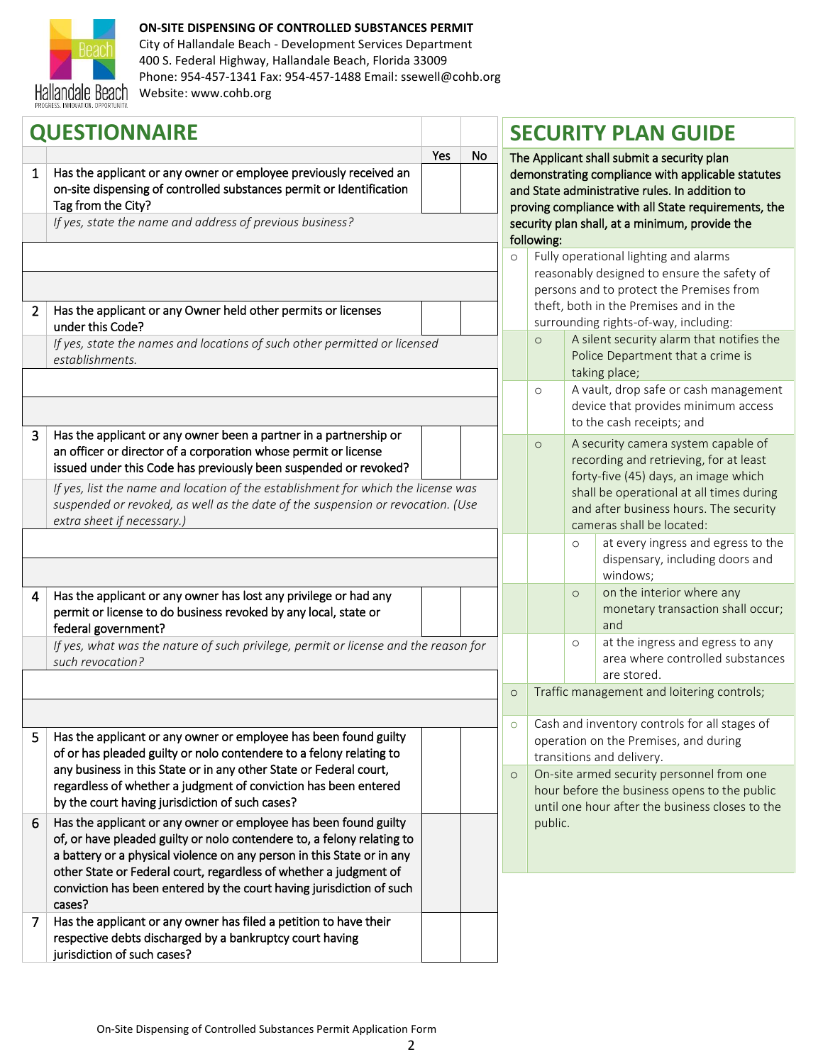**ON-SITE DISPENSING OF CONTROLLED SUBSTANCES PERMIT**
City of Hallandale Beach - Development Services Department
400 S. Federal Highway, Hallandale Beach, Florida 33009
Phone: 954-457-1341 Fax: 954-457-1488 Email: ssewell@cohb.org
Website: www.cohb.org

## QUESTIONNAIRE

| | | Yes | No |
|---|---|---|---|
| 1 | Has the applicant or any owner or employee previously received an on-site dispensing of controlled substances permit or Identification Tag from the City? | | |
| | *If yes, state the name and address of previous business?* | | |
| | | | |
| | | | |
| 2 | Has the applicant or any Owner held other permits or licenses under this Code? | | |
| | *If yes, state the names and locations of such other permitted or licensed establishments.* | | |
| | | | |
| | | | |
| 3 | Has the applicant or any owner been a partner in a partnership or an officer or director of a corporation whose permit or license issued under this Code has previously been suspended or revoked? | | |
| | *If yes, list the name and location of the establishment for which the license was suspended or revoked, as well as the date of the suspension or revocation. (Use extra sheet if necessary.)* | | |
| | | | |
| | | | |
| 4 | Has the applicant or any owner has lost any privilege or had any permit or license to do business revoked by any local, state or federal government? | | |
| | *If yes, what was the nature of such privilege, permit or license and the reason for such revocation?* | | |
| | | | |
| | | | |
| 5 | Has the applicant or any owner or employee has been found guilty of or has pleaded guilty or nolo contendere to a felony relating to any business in this State or in any other State or Federal court, regardless of whether a judgment of conviction has been entered by the court having jurisdiction of such cases? | | |
| 6 | Has the applicant or any owner or employee has been found guilty of, or have pleaded guilty or nolo contendere to, a felony relating to a battery or a physical violence on any person in this State or in any other State or Federal court, regardless of whether a judgment of conviction has been entered by the court having jurisdiction of such cases? | | |
| 7 | Has the applicant or any owner has filed a petition to have their respective debts discharged by a bankruptcy court having jurisdiction of such cases? | | |

## SECURITY PLAN GUIDE

**The Applicant shall submit a security plan demonstrating compliance with applicable statutes and State administrative rules. In addition to proving compliance with all State requirements, the security plan shall, at a minimum, provide the following:**

- Fully operational lighting and alarms reasonably designed to ensure the safety of persons and to protect the Premises from theft, both in the Premises and in the surrounding rights-of-way, including:
  - A silent security alarm that notifies the Police Department that a crime is taking place;
  - A vault, drop safe or cash management device that provides minimum access to the cash receipts; and
  - A security camera system capable of recording and retrieving, for at least forty-five (45) days, an image which shall be operational at all times during and after business hours. The security cameras shall be located:
    - at every ingress and egress to the dispensary, including doors and windows;
    - on the interior where any monetary transaction shall occur; and
    - at the ingress and egress to any area where controlled substances are stored.
- Traffic management and loitering controls;
- Cash and inventory controls for all stages of operation on the Premises, and during transitions and delivery.
- On-site armed security personnel from one hour before the business opens to the public until one hour after the business closes to the public.

On-Site Dispensing of Controlled Substances Permit Application Form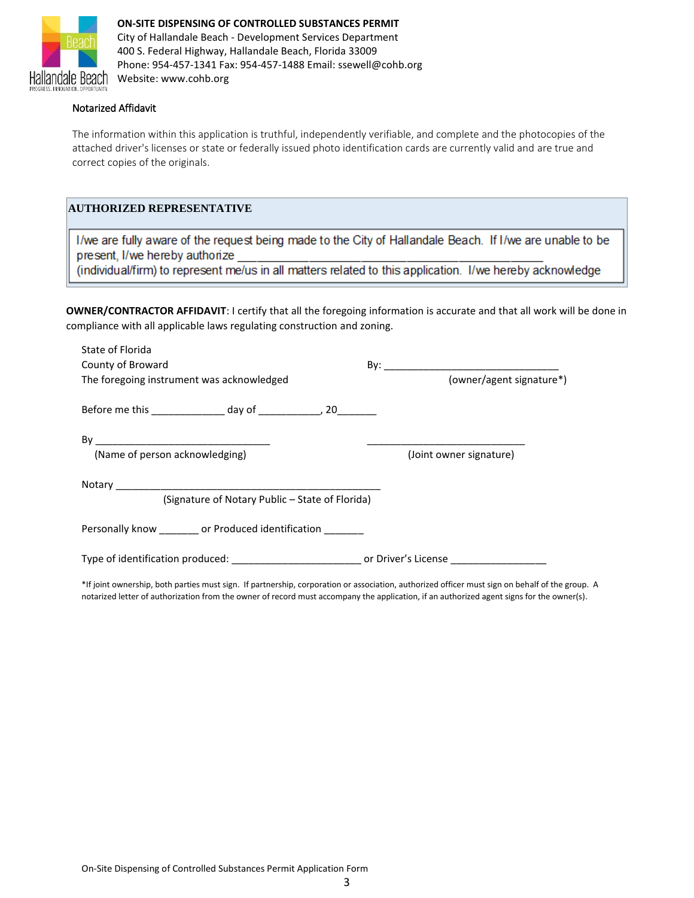**ON-SITE DISPENSING OF CONTROLLED SUBSTANCES PERMIT**
City of Hallandale Beach - Development Services Department
400 S. Federal Highway, Hallandale Beach, Florida 33009
Phone: 954-457-1341 Fax: 954-457-1488 Email: ssewell@cohb.org
Website: www.cohb.org

Notarized Affidavit

The information within this application is truthful, independently verifiable, and complete and the photocopies of the attached driver's licenses or state or federally issued photo identification cards are currently valid and are true and correct copies of the originals.

## AUTHORIZED REPRESENTATIVE

I/we are fully aware of the request being made to the City of Hallandale Beach. If I/we are unable to be present, I/we hereby authorize ___________________________________________ (individual/firm) to represent me/us in all matters related to this application. I/we hereby acknowledge

**OWNER/CONTRACTOR AFFIDAVIT**: I certify that all the foregoing information is accurate and that all work will be done in compliance with all applicable laws regulating construction and zoning.

State of Florida
County of Broward
The foregoing instrument was acknowledged

By: _______________________________
(owner/agent signature*)

Before me this _____________ day of ___________, 20_______

By _______________________________
(Name of person acknowledging)

_____________________________
(Joint owner signature)

Notary _______________________________________________
(Signature of Notary Public – State of Florida)

Personally know _______ or Produced identification _______

Type of identification produced: _______________________ or Driver's License _________________

*If joint ownership, both parties must sign. If partnership, corporation or association, authorized officer must sign on behalf of the group. A notarized letter of authorization from the owner of record must accompany the application, if an authorized agent signs for the owner(s).

On-Site Dispensing of Controlled Substances Permit Application Form